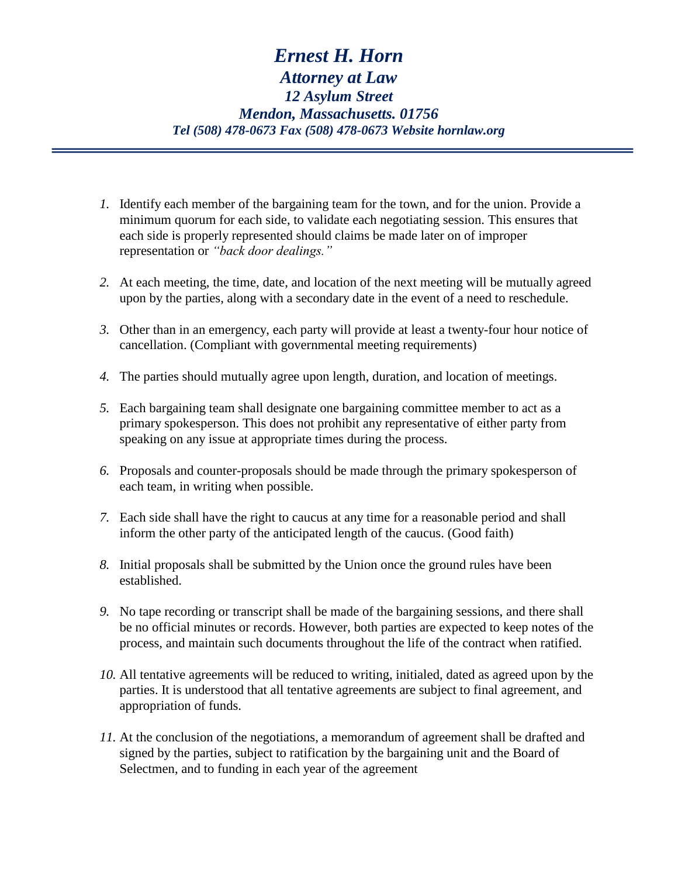# *Ernest H. Horn*

## *Attorney at Law*

### *12 Asylum Street*

### *Mendon, Massachusetts. 01756*

***Tel (508) 478-0673 Fax (508) 478-0673 Website hornlaw.org***

---

1. Identify each member of the bargaining team for the town, and for the union. Provide a minimum quorum for each side, to validate each negotiating session. This ensures that each side is properly represented should claims be made later on of improper representation or *"back door dealings."*

2. At each meeting, the time, date, and location of the next meeting will be mutually agreed upon by the parties, along with a secondary date in the event of a need to reschedule.

3. Other than in an emergency, each party will provide at least a twenty-four hour notice of cancellation. (Compliant with governmental meeting requirements)

4. The parties should mutually agree upon length, duration, and location of meetings.

5. Each bargaining team shall designate one bargaining committee member to act as a primary spokesperson. This does not prohibit any representative of either party from speaking on any issue at appropriate times during the process.

6. Proposals and counter-proposals should be made through the primary spokesperson of each team, in writing when possible.

7. Each side shall have the right to caucus at any time for a reasonable period and shall inform the other party of the anticipated length of the caucus. (Good faith)

8. Initial proposals shall be submitted by the Union once the ground rules have been established.

9. No tape recording or transcript shall be made of the bargaining sessions, and there shall be no official minutes or records. However, both parties are expected to keep notes of the process, and maintain such documents throughout the life of the contract when ratified.

10. All tentative agreements will be reduced to writing, initialed, dated as agreed upon by the parties. It is understood that all tentative agreements are subject to final agreement, and appropriation of funds.

11. At the conclusion of the negotiations, a memorandum of agreement shall be drafted and signed by the parties, subject to ratification by the bargaining unit and the Board of Selectmen, and to funding in each year of the agreement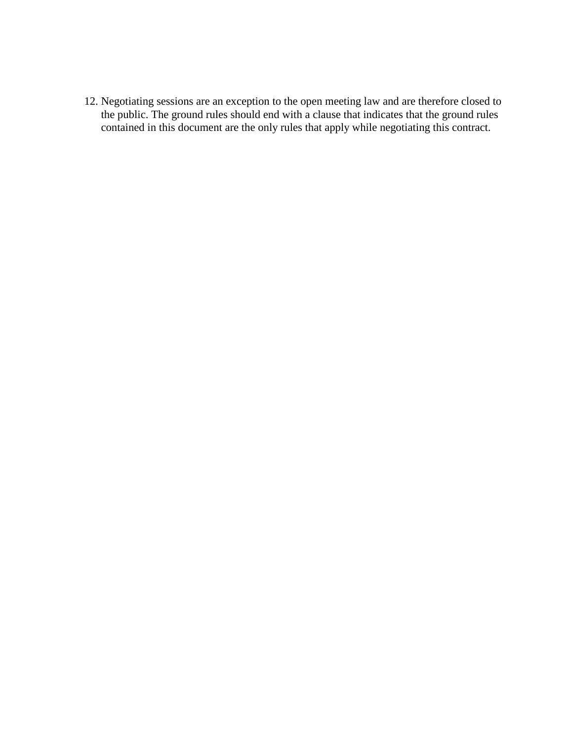12. Negotiating sessions are an exception to the open meeting law and are therefore closed to the public. The ground rules should end with a clause that indicates that the ground rules contained in this document are the only rules that apply while negotiating this contract.